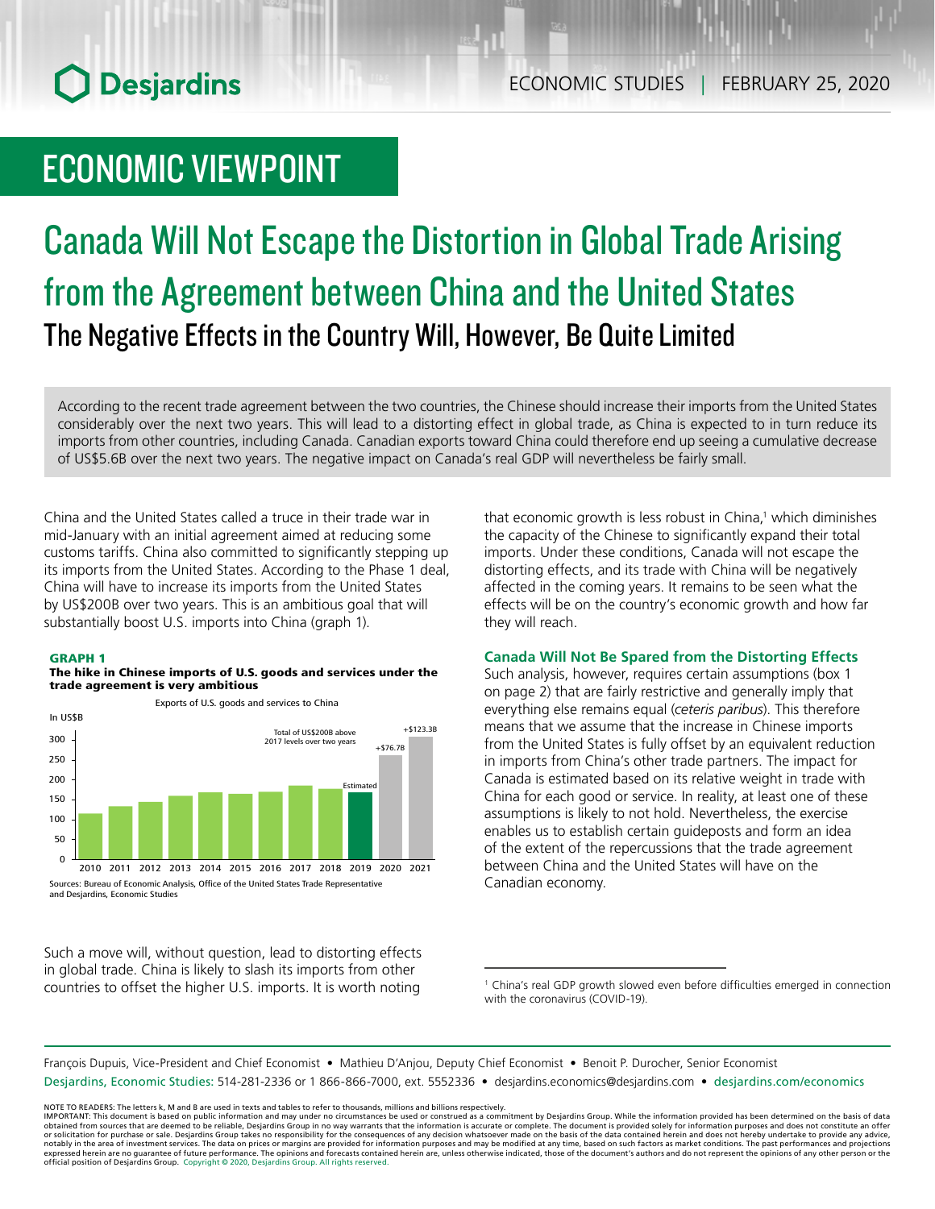# ECONOMIC VIEWPOINT

# Canada Will Not Escape the Distortion in Global Trade Arising from the Agreement between China and the United States

## The Negative Effects in the Country Will, However, Be Quite Limited

According to the recent trade agreement between the two countries, the Chinese should increase their imports from the United States considerably over the next two years. This will lead to a distorting effect in global trade, as China is expected to in turn reduce its imports from other countries, including Canada. Canadian exports toward China could therefore end up seeing a cumulative decrease of US$5.6B over the next two years. The negative impact on Canada's real GDP will nevertheless be fairly small.

China and the United States called a truce in their trade war in mid-January with an initial agreement aimed at reducing some customs tariffs. China also committed to significantly stepping up its imports from the United States. According to the Phase 1 deal, China will have to increase its imports from the United States by US$200B over two years. This is an ambitious goal that will substantially boost U.S. imports into China (graph 1).

**GRAPH 1**
**The hike in Chinese imports of U.S. goods and services under the trade agreement is very ambitious**

Exports of U.S. goods and services to China

In US$B

Total of US$200B above 2017 levels over two years: 2019 Estimated; 2020 +$76.7B; 2021 +$123.3B

Sources: Bureau of Economic Analysis, Office of the United States Trade Representative and Desjardins, Economic Studies

Such a move will, without question, lead to distorting effects in global trade. China is likely to slash its imports from other countries to offset the higher U.S. imports. It is worth noting that economic growth is less robust in China,[1] which diminishes the capacity of the Chinese to significantly expand their total imports. Under these conditions, Canada will not escape the distorting effects, and its trade with China will be negatively affected in the coming years. It remains to be seen what the effects will be on the country's economic growth and how far they will reach.

### Canada Will Not Be Spared from the Distorting Effects

Such analysis, however, requires certain assumptions (box 1 on page 2) that are fairly restrictive and generally imply that everything else remains equal (*ceteris paribus*). This therefore means that we assume that the increase in Chinese imports from the United States is fully offset by an equivalent reduction in imports from China's other trade partners. The impact for Canada is estimated based on its relative weight in trade with China for each good or service. In reality, at least one of these assumptions is likely to not hold. Nevertheless, the exercise enables us to establish certain guideposts and form an idea of the extent of the repercussions that the trade agreement between China and the United States will have on the Canadian economy.

[1] China's real GDP growth slowed even before difficulties emerged in connection with the coronavirus (COVID-19).

François Dupuis, Vice-President and Chief Economist • Mathieu D'Anjou, Deputy Chief Economist • Benoit P. Durocher, Senior Economist
Desjardins, Economic Studies: 514-281-2336 or 1 866-866-7000, ext. 5552336 • desjardins.economics@desjardins.com • desjardins.com/economics

NOTE TO READERS: The letters k, M and B are used in texts and tables to refer to thousands, millions and billions respectively.
IMPORTANT: This document is based on public information and may under no circumstances be used or construed as a commitment by Desjardins Group. While the information provided has been determined on the basis of data obtained from sources that are deemed to be reliable, Desjardins Group in no way warrants that the information is accurate or complete. The document is provided solely for information purposes and does not constitute an offer or solicitation for purchase or sale. Desjardins Group takes no responsibility for the consequences of any decision whatsoever made on the basis of the data contained herein and does not hereby undertake to provide any advice, notably in the area of investment services. The data on prices or margins are provided for information purposes and may be modified at any time, based on such factors as market conditions. The past performances and projections expressed herein are no guarantee of future performance. The opinions and forecasts contained herein are, unless otherwise indicated, those of the document's authors and do not represent the opinions of any other person or the official position of Desjardins Group. Copyright © 2020, Desjardins Group. All rights reserved.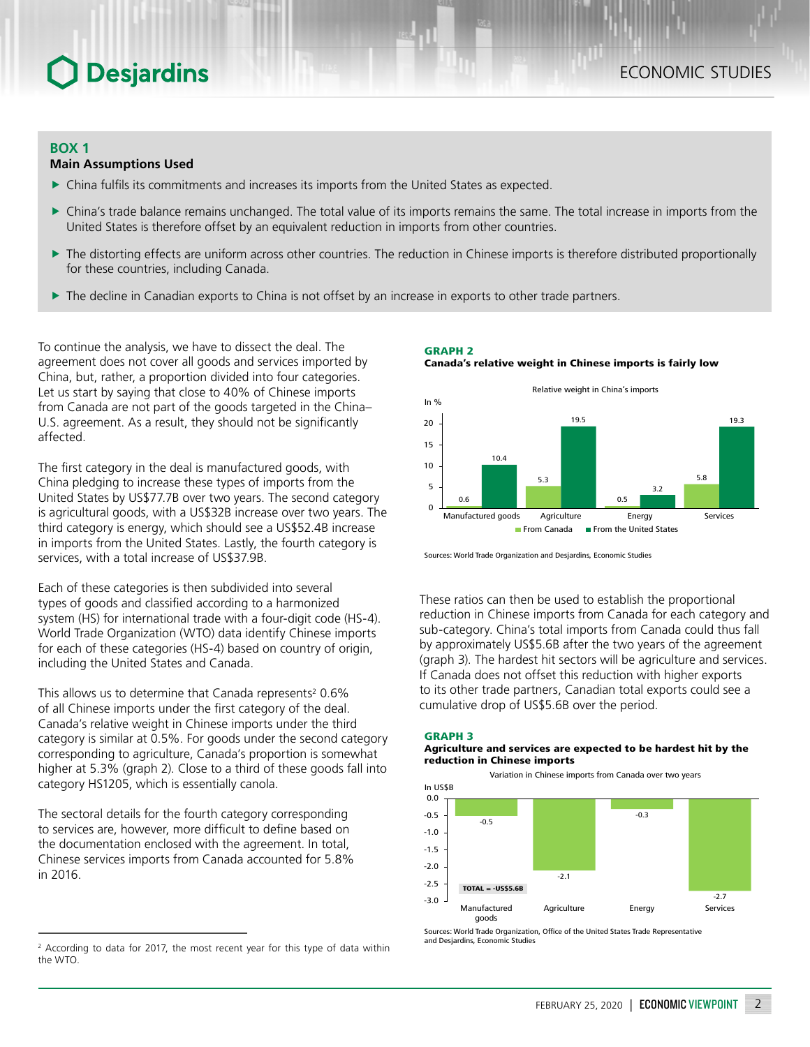## BOX 1

**Main Assumptions Used**

- China fulfils its commitments and increases its imports from the United States as expected.
- China's trade balance remains unchanged. The total value of its imports remains the same. The total increase in imports from the United States is therefore offset by an equivalent reduction in imports from other countries.
- The distorting effects are uniform across other countries. The reduction in Chinese imports is therefore distributed proportionally for these countries, including Canada.
- The decline in Canadian exports to China is not offset by an increase in exports to other trade partners.

To continue the analysis, we have to dissect the deal. The agreement does not cover all goods and services imported by China, but, rather, a proportion divided into four categories. Let us start by saying that close to 40% of Chinese imports from Canada are not part of the goods targeted in the China–U.S. agreement. As a result, they should not be significantly affected.

The first category in the deal is manufactured goods, with China pledging to increase these types of imports from the United States by US$77.7B over two years. The second category is agricultural goods, with a US$32B increase over two years. The third category is energy, which should see a US$52.4B increase in imports from the United States. Lastly, the fourth category is services, with a total increase of US$37.9B.

Each of these categories is then subdivided into several types of goods and classified according to a harmonized system (HS) for international trade with a four-digit code (HS-4). World Trade Organization (WTO) data identify Chinese imports for each of these categories (HS-4) based on country of origin, including the United States and Canada.

This allows us to determine that Canada represents[2] 0.6% of all Chinese imports under the first category of the deal. Canada's relative weight in Chinese imports under the third category is similar at 0.5%. For goods under the second category corresponding to agriculture, Canada's proportion is somewhat higher at 5.3% (graph 2). Close to a third of these goods fall into category HS1205, which is essentially canola.

The sectoral details for the fourth category corresponding to services are, however, more difficult to define based on the documentation enclosed with the agreement. In total, Chinese services imports from Canada accounted for 5.8% in 2016.

**GRAPH 2**
**Canada's relative weight in Chinese imports is fairly low**

Relative weight in China's imports (In %)

| | From Canada | From the United States |
|---|---|---|
| Manufactured goods | 0.6 | 10.4 |
| Agriculture | 5.3 | 19.5 |
| Energy | 0.5 | 3.2 |
| Services | 5.8 | 19.3 |

Sources: World Trade Organization and Desjardins, Economic Studies

These ratios can then be used to establish the proportional reduction in Chinese imports from Canada for each category and sub-category. China's total imports from Canada could thus fall by approximately US$5.6B after the two years of the agreement (graph 3). The hardest hit sectors will be agriculture and services. If Canada does not offset this reduction with higher exports to its other trade partners, Canadian total exports could see a cumulative drop of US$5.6B over the period.

**GRAPH 3**
**Agriculture and services are expected to be hardest hit by the reduction in Chinese imports**

Variation in Chinese imports from Canada over two years (In US$B)

| | Variation |
|---|---|
| Manufactured goods | -0.5 |
| Agriculture | -2.1 |
| Energy | -0.3 |
| Services | -2.7 |

TOTAL = -US$5.6B

Sources: World Trade Organization, Office of the United States Trade Representative and Desjardins, Economic Studies

[2] According to data for 2017, the most recent year for this type of data within the WTO.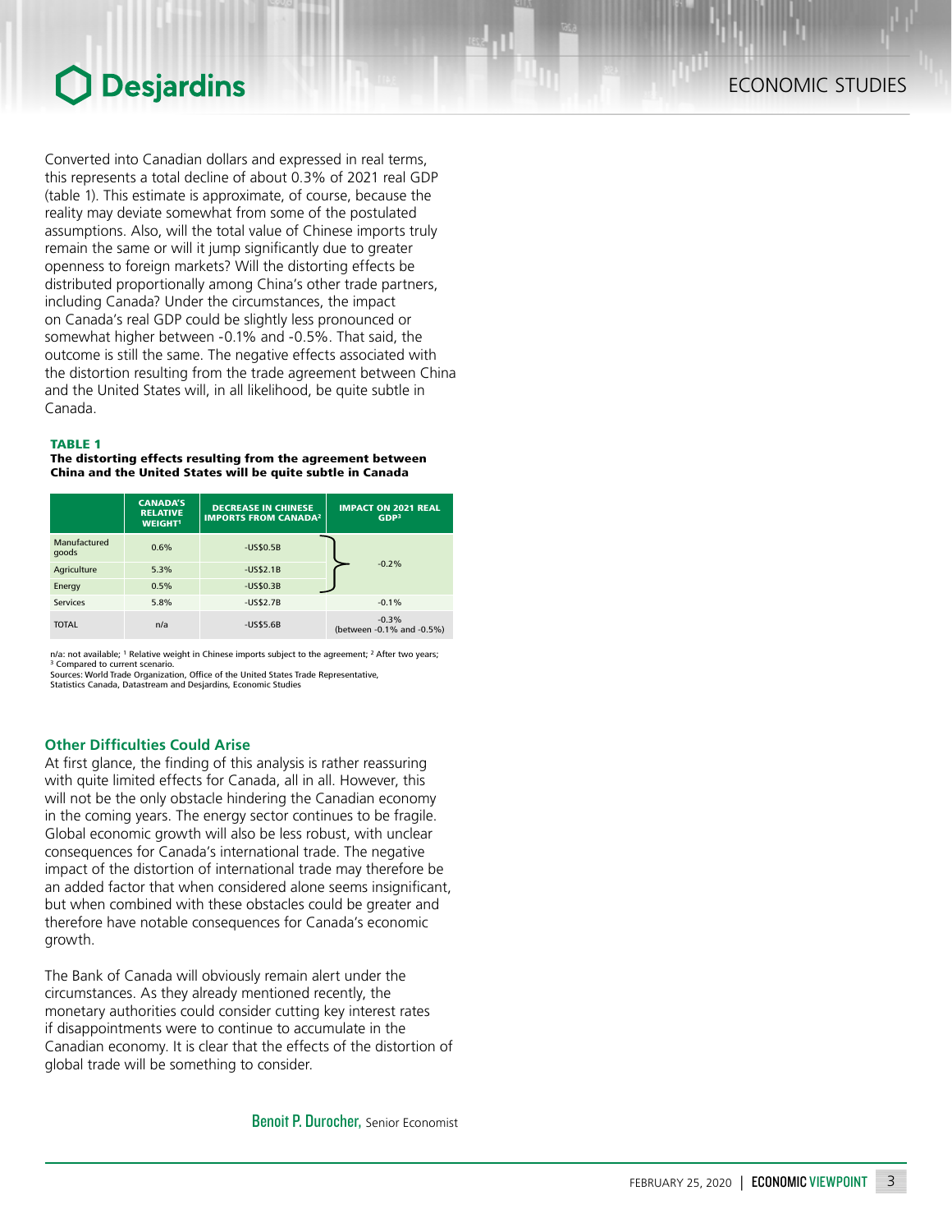Converted into Canadian dollars and expressed in real terms, this represents a total decline of about 0.3% of 2021 real GDP (table 1). This estimate is approximate, of course, because the reality may deviate somewhat from some of the postulated assumptions. Also, will the total value of Chinese imports truly remain the same or will it jump significantly due to greater openness to foreign markets? Will the distorting effects be distributed proportionally among China's other trade partners, including Canada? Under the circumstances, the impact on Canada's real GDP could be slightly less pronounced or somewhat higher between -0.1% and -0.5%. That said, the outcome is still the same. The negative effects associated with the distortion resulting from the trade agreement between China and the United States will, in all likelihood, be quite subtle in Canada.

**TABLE 1**
**The distorting effects resulting from the agreement between China and the United States will be quite subtle in Canada**

| | CANADA'S RELATIVE WEIGHT[1] | DECREASE IN CHINESE IMPORTS FROM CANADA[2] | IMPACT ON 2021 REAL GDP[3] |
|---|---|---|---|
| Manufactured goods | 0.6% | -US$0.5B | -0.2% |
| Agriculture | 5.3% | -US$2.1B | |
| Energy | 0.5% | -US$0.3B | |
| Services | 5.8% | -US$2.7B | -0.1% |
| TOTAL | n/a | -US$5.6B | -0.3% (between -0.1% and -0.5%) |

n/a: not available; [1] Relative weight in Chinese imports subject to the agreement; [2] After two years; [3] Compared to current scenario.
Sources: World Trade Organization, Office of the United States Trade Representative, Statistics Canada, Datastream and Desjardins, Economic Studies

## Other Difficulties Could Arise

At first glance, the finding of this analysis is rather reassuring with quite limited effects for Canada, all in all. However, this will not be the only obstacle hindering the Canadian economy in the coming years. The energy sector continues to be fragile. Global economic growth will also be less robust, with unclear consequences for Canada's international trade. The negative impact of the distortion of international trade may therefore be an added factor that when considered alone seems insignificant, but when combined with these obstacles could be greater and therefore have notable consequences for Canada's economic growth.

The Bank of Canada will obviously remain alert under the circumstances. As they already mentioned recently, the monetary authorities could consider cutting key interest rates if disappointments were to continue to accumulate in the Canadian economy. It is clear that the effects of the distortion of global trade will be something to consider.

**Benoit P. Durocher**, Senior Economist